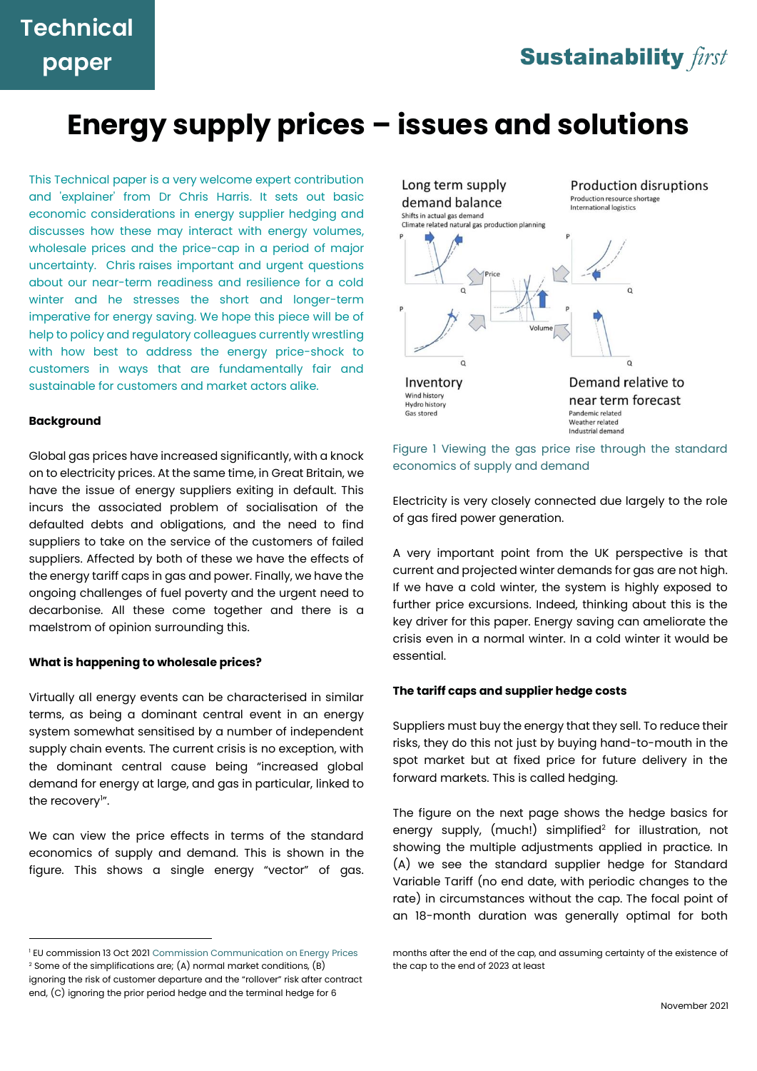Technical paper

Sustainability *first*

# Energy supply prices – issues and solutions

This Technical paper is a very welcome expert contribution and 'explainer' from Dr Chris Harris. It sets out basic economic considerations in energy supplier hedging and discusses how these may interact with energy volumes, wholesale prices and the price-cap in a period of major uncertainty. Chris raises important and urgent questions about our near-term readiness and resilience for a cold winter and he stresses the short and longer-term imperative for energy saving. We hope this piece will be of help to policy and regulatory colleagues currently wrestling with how best to address the energy price-shock to customers in ways that are fundamentally fair and sustainable for customers and market actors alike.

**Background**

Global gas prices have increased significantly, with a knock on to electricity prices. At the same time, in Great Britain, we have the issue of energy suppliers exiting in default. This incurs the associated problem of socialisation of the defaulted debts and obligations, and the need to find suppliers to take on the service of the customers of failed suppliers. Affected by both of these we have the effects of the energy tariff caps in gas and power. Finally, we have the ongoing challenges of fuel poverty and the urgent need to decarbonise. All these come together and there is a maelstrom of opinion surrounding this.

**What is happening to wholesale prices?**

Virtually all energy events can be characterised in similar terms, as being a dominant central event in an energy system somewhat sensitised by a number of independent supply chain events. The current crisis is no exception, with the dominant central cause being "increased global demand for energy at large, and gas in particular, linked to the recovery[1]".

We can view the price effects in terms of the standard economics of supply and demand. This is shown in the figure. This shows a single energy "vector" of gas.

Long term supply demand balance
Shifts in actual gas demand
Climate related natural gas production planning

Production disruptions
Production resource shortage
International logistics

Inventory
Wind history
Hydro history
Gas stored

Demand relative to near term forecast
Pandemic related
Weather related
Industrial demand

Figure 1 Viewing the gas price rise through the standard economics of supply and demand

Electricity is very closely connected due largely to the role of gas fired power generation.

A very important point from the UK perspective is that current and projected winter demands for gas are not high. If we have a cold winter, the system is highly exposed to further price excursions. Indeed, thinking about this is the key driver for this paper. Energy saving can ameliorate the crisis even in a normal winter. In a cold winter it would be essential.

**The tariff caps and supplier hedge costs**

Suppliers must buy the energy that they sell. To reduce their risks, they do this not just by buying hand-to-mouth in the spot market but at fixed price for future delivery in the forward markets. This is called hedging.

The figure on the next page shows the hedge basics for energy supply, (much!) simplified[2] for illustration, not showing the multiple adjustments applied in practice. In (A) we see the standard supplier hedge for Standard Variable Tariff (no end date, with periodic changes to the rate) in circumstances without the cap. The focal point of an 18-month duration was generally optimal for both

[1] EU commission 13 Oct 2021 Commission Communication on Energy Prices

[2] Some of the simplifications are; (A) normal market conditions, (B) ignoring the risk of customer departure and the "rollover" risk after contract end, (C) ignoring the prior period hedge and the terminal hedge for 6 months after the end of the cap, and assuming certainty of the existence of the cap to the end of 2023 at least

November 2021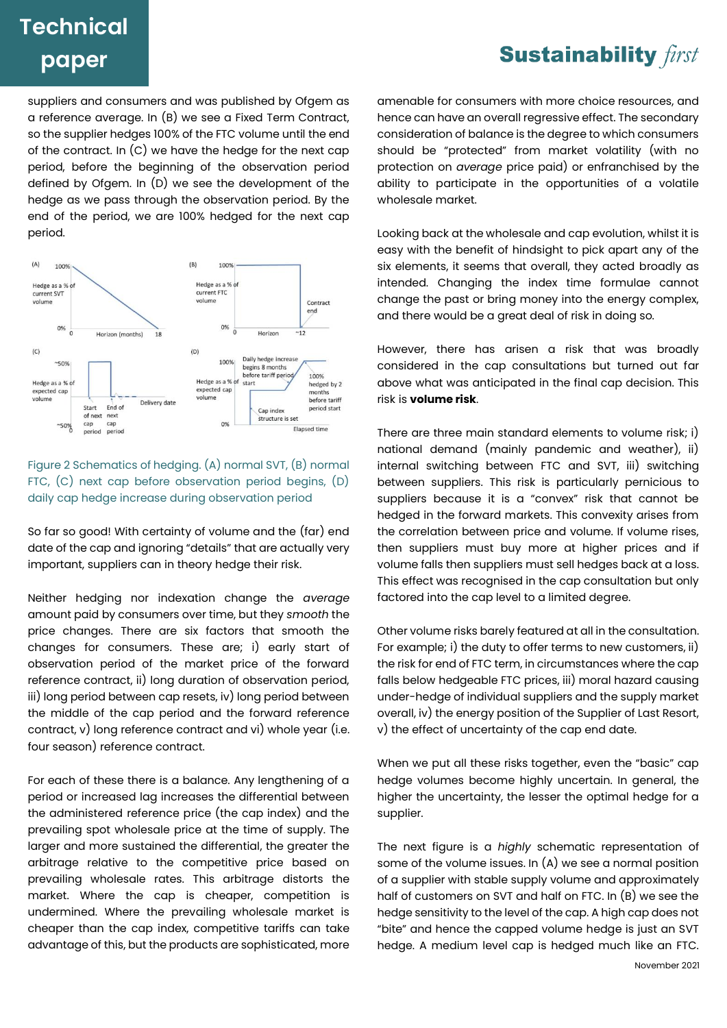suppliers and consumers and was published by Ofgem as a reference average. In (B) we see a Fixed Term Contract, so the supplier hedges 100% of the FTC volume until the end of the contract. In (C) we have the hedge for the next cap period, before the beginning of the observation period defined by Ofgem. In (D) we see the development of the hedge as we pass through the observation period. By the end of the period, we are 100% hedged for the next cap period.

Figure 2 Schematics of hedging. (A) normal SVT, (B) normal FTC, (C) next cap before observation period begins, (D) daily cap hedge increase during observation period

So far so good! With certainty of volume and the (far) end date of the cap and ignoring "details" that are actually very important, suppliers can in theory hedge their risk.

Neither hedging nor indexation change the *average* amount paid by consumers over time, but they *smooth* the price changes. There are six factors that smooth the changes for consumers. These are; i) early start of observation period of the market price of the forward reference contract, ii) long duration of observation period, iii) long period between cap resets, iv) long period between the middle of the cap period and the forward reference contract, v) long reference contract and vi) whole year (i.e. four season) reference contract.

For each of these there is a balance. Any lengthening of a period or increased lag increases the differential between the administered reference price (the cap index) and the prevailing spot wholesale price at the time of supply. The larger and more sustained the differential, the greater the arbitrage relative to the competitive price based on prevailing wholesale rates. This arbitrage distorts the market. Where the cap is cheaper, competition is undermined. Where the prevailing wholesale market is cheaper than the cap index, competitive tariffs can take advantage of this, but the products are sophisticated, more amenable for consumers with more choice resources, and hence can have an overall regressive effect. The secondary consideration of balance is the degree to which consumers should be "protected" from market volatility (with no protection on *average* price paid) or enfranchised by the ability to participate in the opportunities of a volatile wholesale market.

Looking back at the wholesale and cap evolution, whilst it is easy with the benefit of hindsight to pick apart any of the six elements, it seems that overall, they acted broadly as intended. Changing the index time formulae cannot change the past or bring money into the energy complex, and there would be a great deal of risk in doing so.

However, there has arisen a risk that was broadly considered in the cap consultations but turned out far above what was anticipated in the final cap decision. This risk is **volume risk**.

There are three main standard elements to volume risk; i) national demand (mainly pandemic and weather), ii) internal switching between FTC and SVT, iii) switching between suppliers. This risk is particularly pernicious to suppliers because it is a "convex" risk that cannot be hedged in the forward markets. This convexity arises from the correlation between price and volume. If volume rises, then suppliers must buy more at higher prices and if volume falls then suppliers must sell hedges back at a loss. This effect was recognised in the cap consultation but only factored into the cap level to a limited degree.

Other volume risks barely featured at all in the consultation. For example; i) the duty to offer terms to new customers, ii) the risk for end of FTC term, in circumstances where the cap falls below hedgeable FTC prices, iii) moral hazard causing under-hedge of individual suppliers and the supply market overall, iv) the energy position of the Supplier of Last Resort, v) the effect of uncertainty of the cap end date.

When we put all these risks together, even the "basic" cap hedge volumes become highly uncertain. In general, the higher the uncertainty, the lesser the optimal hedge for a supplier.

The next figure is a *highly* schematic representation of some of the volume issues. In (A) we see a normal position of a supplier with stable supply volume and approximately half of customers on SVT and half on FTC. In (B) we see the hedge sensitivity to the level of the cap. A high cap does not "bite" and hence the capped volume hedge is just an SVT hedge. A medium level cap is hedged much like an FTC.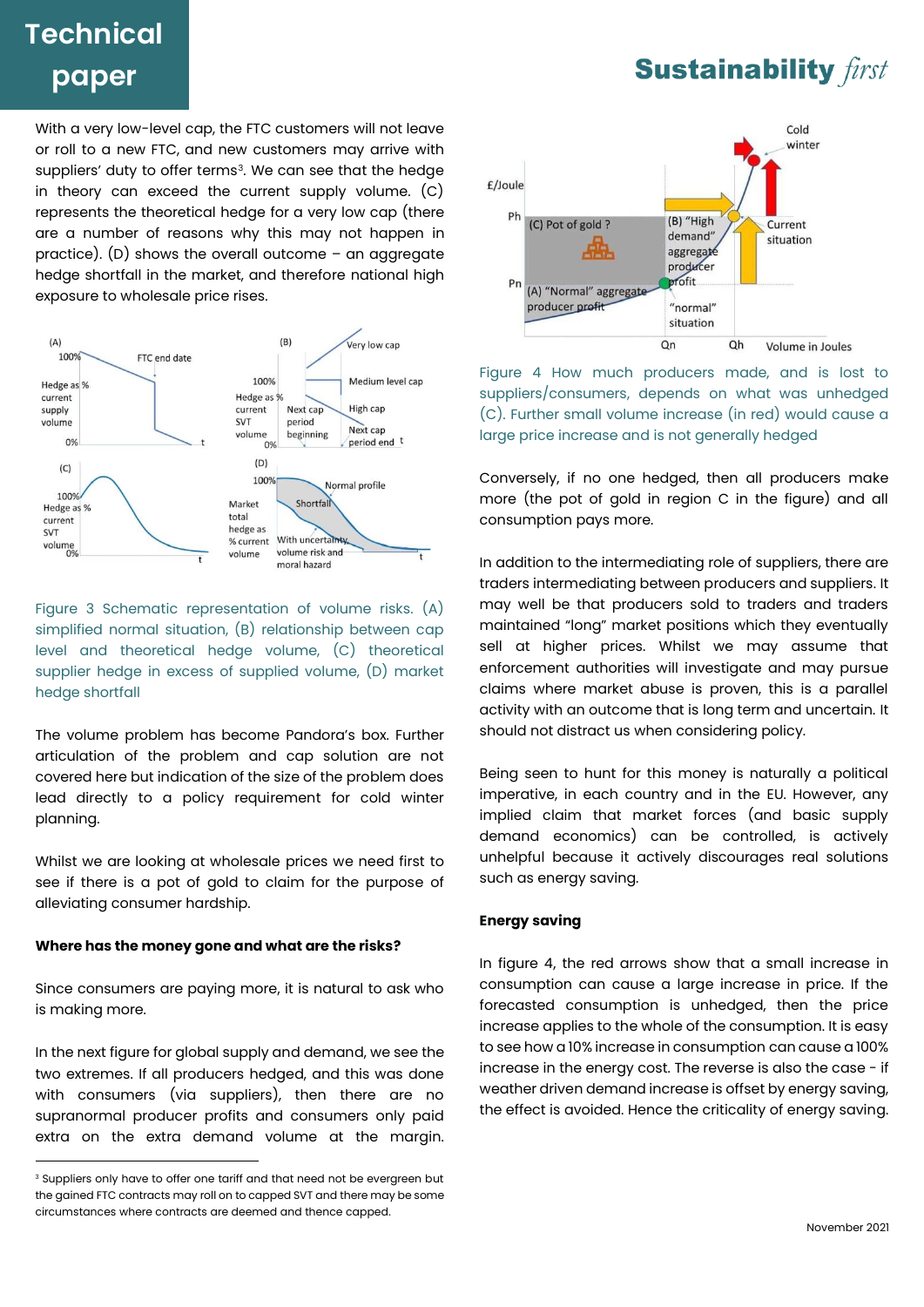With a very low-level cap, the FTC customers will not leave or roll to a new FTC, and new customers may arrive with suppliers' duty to offer terms[3]. We can see that the hedge in theory can exceed the current supply volume. (C) represents the theoretical hedge for a very low cap (there are a number of reasons why this may not happen in practice). (D) shows the overall outcome – an aggregate hedge shortfall in the market, and therefore national high exposure to wholesale price rises.

Figure 3 Schematic representation of volume risks. (A) simplified normal situation, (B) relationship between cap level and theoretical hedge volume, (C) theoretical supplier hedge in excess of supplied volume, (D) market hedge shortfall

The volume problem has become Pandora's box. Further articulation of the problem and cap solution are not covered here but indication of the size of the problem does lead directly to a policy requirement for cold winter planning.

Whilst we are looking at wholesale prices we need first to see if there is a pot of gold to claim for the purpose of alleviating consumer hardship.

**Where has the money gone and what are the risks?**

Since consumers are paying more, it is natural to ask who is making more.

In the next figure for global supply and demand, we see the two extremes. If all producers hedged, and this was done with consumers (via suppliers), then there are no supranormal producer profits and consumers only paid extra on the extra demand volume at the margin.

Figure 4 How much producers made, and is lost to suppliers/consumers, depends on what was unhedged (C). Further small volume increase (in red) would cause a large price increase and is not generally hedged

Conversely, if no one hedged, then all producers make more (the pot of gold in region C in the figure) and all consumption pays more.

In addition to the intermediating role of suppliers, there are traders intermediating between producers and suppliers. It may well be that producers sold to traders and traders maintained "long" market positions which they eventually sell at higher prices. Whilst we may assume that enforcement authorities will investigate and may pursue claims where market abuse is proven, this is a parallel activity with an outcome that is long term and uncertain. It should not distract us when considering policy.

Being seen to hunt for this money is naturally a political imperative, in each country and in the EU. However, any implied claim that market forces (and basic supply demand economics) can be controlled, is actively unhelpful because it actively discourages real solutions such as energy saving.

**Energy saving**

In figure 4, the red arrows show that a small increase in consumption can cause a large increase in price. If the forecasted consumption is unhedged, then the price increase applies to the whole of the consumption. It is easy to see how a 10% increase in consumption can cause a 100% increase in the energy cost. The reverse is also the case - if weather driven demand increase is offset by energy saving, the effect is avoided. Hence the criticality of energy saving.

[3] Suppliers only have to offer one tariff and that need not be evergreen but the gained FTC contracts may roll on to capped SVT and there may be some circumstances where contracts are deemed and thence capped.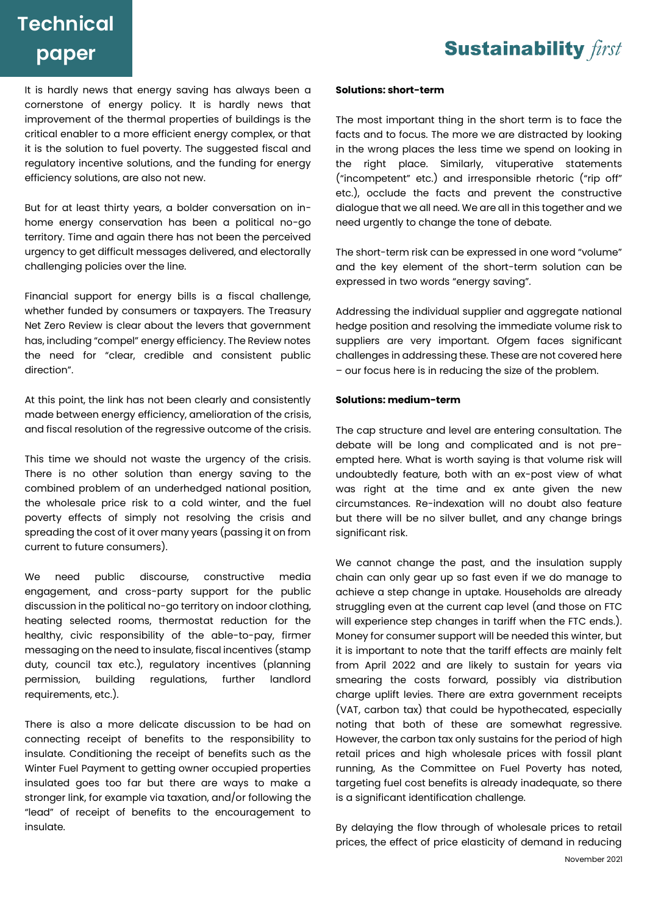It is hardly news that energy saving has always been a cornerstone of energy policy. It is hardly news that improvement of the thermal properties of buildings is the critical enabler to a more efficient energy complex, or that it is the solution to fuel poverty. The suggested fiscal and regulatory incentive solutions, and the funding for energy efficiency solutions, are also not new.

But for at least thirty years, a bolder conversation on in-home energy conservation has been a political no-go territory. Time and again there has not been the perceived urgency to get difficult messages delivered, and electorally challenging policies over the line.

Financial support for energy bills is a fiscal challenge, whether funded by consumers or taxpayers. The Treasury Net Zero Review is clear about the levers that government has, including "compel" energy efficiency. The Review notes the need for "clear, credible and consistent public direction".

At this point, the link has not been clearly and consistently made between energy efficiency, amelioration of the crisis, and fiscal resolution of the regressive outcome of the crisis.

This time we should not waste the urgency of the crisis. There is no other solution than energy saving to the combined problem of an underhedged national position, the wholesale price risk to a cold winter, and the fuel poverty effects of simply not resolving the crisis and spreading the cost of it over many years (passing it on from current to future consumers).

We need public discourse, constructive media engagement, and cross-party support for the public discussion in the political no-go territory on indoor clothing, heating selected rooms, thermostat reduction for the healthy, civic responsibility of the able-to-pay, firmer messaging on the need to insulate, fiscal incentives (stamp duty, council tax etc.), regulatory incentives (planning permission, building regulations, further landlord requirements, etc.).

There is also a more delicate discussion to be had on connecting receipt of benefits to the responsibility to insulate. Conditioning the receipt of benefits such as the Winter Fuel Payment to getting owner occupied properties insulated goes too far but there are ways to make a stronger link, for example via taxation, and/or following the "lead" of receipt of benefits to the encouragement to insulate.

**Solutions: short-term**

The most important thing in the short term is to face the facts and to focus. The more we are distracted by looking in the wrong places the less time we spend on looking in the right place. Similarly, vituperative statements ("incompetent" etc.) and irresponsible rhetoric ("rip off" etc.), occlude the facts and prevent the constructive dialogue that we all need. We are all in this together and we need urgently to change the tone of debate.

The short-term risk can be expressed in one word "volume" and the key element of the short-term solution can be expressed in two words "energy saving".

Addressing the individual supplier and aggregate national hedge position and resolving the immediate volume risk to suppliers are very important. Ofgem faces significant challenges in addressing these. These are not covered here – our focus here is in reducing the size of the problem.

**Solutions: medium-term**

The cap structure and level are entering consultation. The debate will be long and complicated and is not pre-empted here. What is worth saying is that volume risk will undoubtedly feature, both with an ex-post view of what was right at the time and ex ante given the new circumstances. Re-indexation will no doubt also feature but there will be no silver bullet, and any change brings significant risk.

We cannot change the past, and the insulation supply chain can only gear up so fast even if we do manage to achieve a step change in uptake. Households are already struggling even at the current cap level (and those on FTC will experience step changes in tariff when the FTC ends.). Money for consumer support will be needed this winter, but it is important to note that the tariff effects are mainly felt from April 2022 and are likely to sustain for years via smearing the costs forward, possibly via distribution charge uplift levies. There are extra government receipts (VAT, carbon tax) that could be hypothecated, especially noting that both of these are somewhat regressive. However, the carbon tax only sustains for the period of high retail prices and high wholesale prices with fossil plant running, As the Committee on Fuel Poverty has noted, targeting fuel cost benefits is already inadequate, so there is a significant identification challenge.

By delaying the flow through of wholesale prices to retail prices, the effect of price elasticity of demand in reducing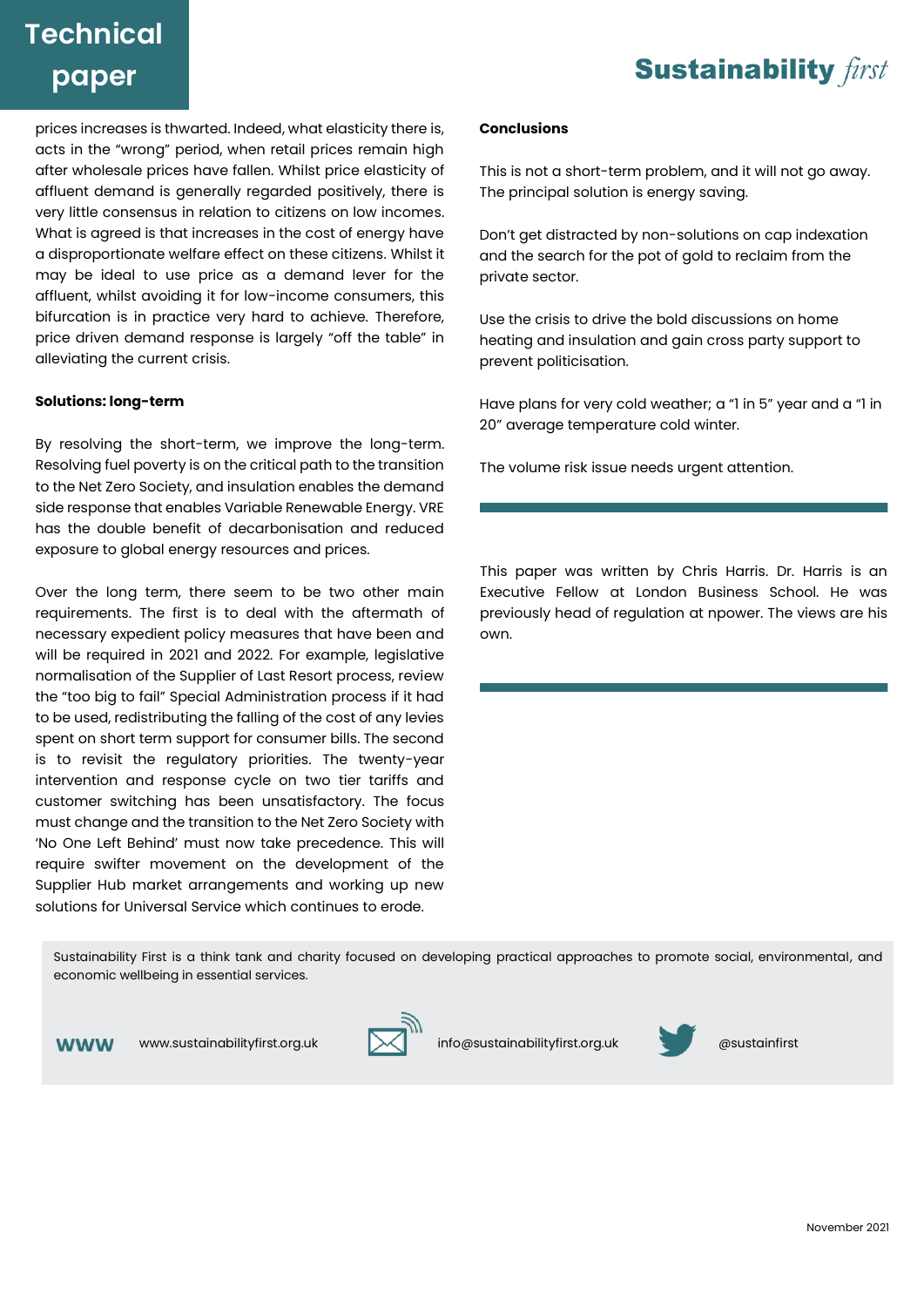prices increases is thwarted. Indeed, what elasticity there is, acts in the "wrong" period, when retail prices remain high after wholesale prices have fallen. Whilst price elasticity of affluent demand is generally regarded positively, there is very little consensus in relation to citizens on low incomes. What is agreed is that increases in the cost of energy have a disproportionate welfare effect on these citizens. Whilst it may be ideal to use price as a demand lever for the affluent, whilst avoiding it for low-income consumers, this bifurcation is in practice very hard to achieve. Therefore, price driven demand response is largely "off the table" in alleviating the current crisis.

**Solutions: long-term**

By resolving the short-term, we improve the long-term. Resolving fuel poverty is on the critical path to the transition to the Net Zero Society, and insulation enables the demand side response that enables Variable Renewable Energy. VRE has the double benefit of decarbonisation and reduced exposure to global energy resources and prices.

Over the long term, there seem to be two other main requirements. The first is to deal with the aftermath of necessary expedient policy measures that have been and will be required in 2021 and 2022. For example, legislative normalisation of the Supplier of Last Resort process, review the "too big to fail" Special Administration process if it had to be used, redistributing the falling of the cost of any levies spent on short term support for consumer bills. The second is to revisit the regulatory priorities. The twenty-year intervention and response cycle on two tier tariffs and customer switching has been unsatisfactory. The focus must change and the transition to the Net Zero Society with 'No One Left Behind' must now take precedence. This will require swifter movement on the development of the Supplier Hub market arrangements and working up new solutions for Universal Service which continues to erode.

**Conclusions**

This is not a short-term problem, and it will not go away. The principal solution is energy saving.

Don't get distracted by non-solutions on cap indexation and the search for the pot of gold to reclaim from the private sector.

Use the crisis to drive the bold discussions on home heating and insulation and gain cross party support to prevent politicisation.

Have plans for very cold weather; a "1 in 5" year and a "1 in 20" average temperature cold winter.

The volume risk issue needs urgent attention.

---

This paper was written by Chris Harris. Dr. Harris is an Executive Fellow at London Business School. He was previously head of regulation at npower. The views are his own.

---

Sustainability First is a think tank and charity focused on developing practical approaches to promote social, environmental, and economic wellbeing in essential services.

www.sustainabilityfirst.org.uk

info@sustainabilityfirst.org.uk

@sustainfirst

November 2021